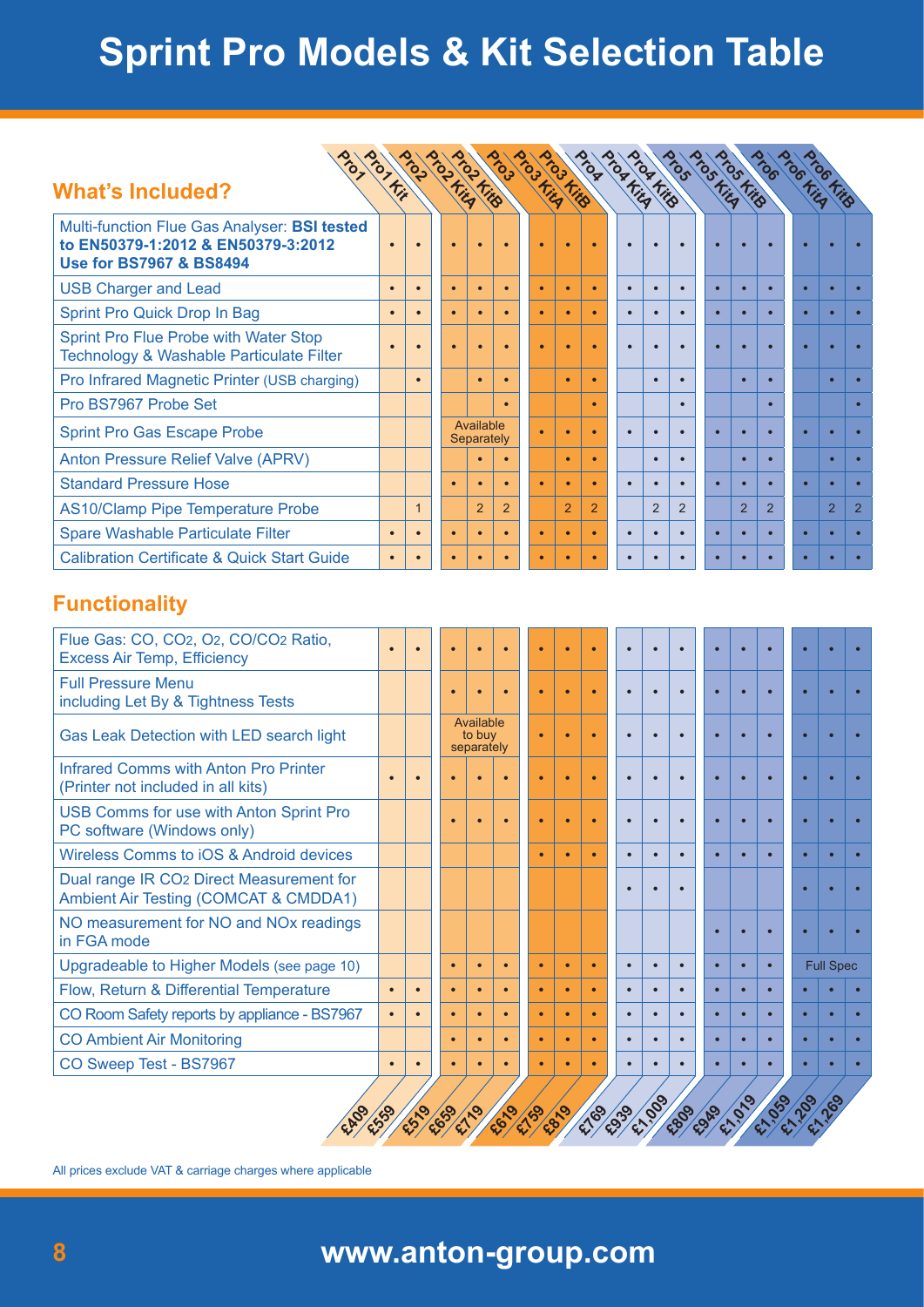# Sprint Pro Models & Kit Selection Table

## What's Included?

| What's Included? | Pro1 | Pro1 Kit | Pro2 | Pro2 KitA | Pro2 KitB | Pro3 | Pro3 KitA | Pro3 KitB | Pro4 | Pro4 KitA | Pro4 KitB | Pro5 | Pro5 KitA | Pro5 KitB | Pro6 | Pro6 KitA | Pro6 KitB |
|---|---|---|---|---|---|---|---|---|---|---|---|---|---|---|---|---|---|
| Multi-function Flue Gas Analyser: **BSI tested to EN50379-1:2012 & EN50379-3:2012 Use for BS7967 & BS8494** | • | • | • | • | • | • | • | • | • | • | • | • | • | • | • | • | • |
| USB Charger and Lead | • | • | • | • | • | • | • | • | • | • | • | • | • | • | • | • | • |
| Sprint Pro Quick Drop In Bag | • | • | • | • | • | • | • | • | • | • | • | • | • | • | • | • | • |
| Sprint Pro Flue Probe with Water Stop Technology & Washable Particulate Filter | • | • | • | • | • | • | • | • | • | • | • | • | • | • | • | • | • |
| Pro Infrared Magnetic Printer (USB charging) | | • | | • | • | | • | • | | • | • | | • | • | | • | • |
| Pro BS7967 Probe Set | | | | | • | | | • | | | • | | | • | | | • |
| Sprint Pro Gas Escape Probe | | | Available Separately | | | • | • | • | • | • | • | • | • | • | • | • | • |
| Anton Pressure Relief Valve (APRV) | | | | • | • | | • | • | | • | • | | • | • | | • | • |
| Standard Pressure Hose | | | • | • | • | • | • | • | • | • | • | • | • | • | • | • | • |
| AS10/Clamp Pipe Temperature Probe | | 1 | | 2 | 2 | | 2 | 2 | | 2 | 2 | | 2 | 2 | | 2 | 2 |
| Spare Washable Particulate Filter | • | • | • | • | • | • | • | • | • | • | • | • | • | • | • | • | • |
| Calibration Certificate & Quick Start Guide | • | • | • | • | • | • | • | • | • | • | • | • | • | • | • | • | • |

## Functionality

| Functionality | Pro1 | Pro1 Kit | Pro2 | Pro2 KitA | Pro2 KitB | Pro3 | Pro3 KitA | Pro3 KitB | Pro4 | Pro4 KitA | Pro4 KitB | Pro5 | Pro5 KitA | Pro5 KitB | Pro6 | Pro6 KitA | Pro6 KitB |
|---|---|---|---|---|---|---|---|---|---|---|---|---|---|---|---|---|---|
| Flue Gas: CO, $CO_2$, $O_2$, CO/$CO_2$ Ratio, Excess Air Temp, Efficiency | • | • | • | • | • | • | • | • | • | • | • | • | • | • | • | • | • |
| Full Pressure Menu including Let By & Tightness Tests | | | • | • | • | • | • | • | • | • | • | • | • | • | • | • | • |
| Gas Leak Detection with LED search light | | | Available to buy separately | | | • | • | • | • | • | • | • | • | • | • | • | • |
| Infrared Comms with Anton Pro Printer (Printer not included in all kits) | • | • | • | • | • | • | • | • | • | • | • | • | • | • | • | • | • |
| USB Comms for use with Anton Sprint Pro PC software (Windows only) | | | • | • | • | • | • | • | • | • | • | • | • | • | • | • | • |
| Wireless Comms to iOS & Android devices | | | | | | • | • | • | • | • | • | • | • | • | • | • | • |
| Dual range IR $CO_2$ Direct Measurement for Ambient Air Testing (COMCAT & CMDDA1) | | | | | | | | | • | • | • | | | | • | • | • |
| NO measurement for NO and NOx readings in FGA mode | | | | | | | | | | | | • | • | • | • | • | • |
| Upgradeable to Higher Models (see page 10) | | | • | • | • | • | • | • | • | • | • | • | • | • | Full Spec | | |
| Flow, Return & Differential Temperature | • | • | • | • | • | • | • | • | • | • | • | • | • | • | • | • | • |
| CO Room Safety reports by appliance - BS7967 | • | • | • | • | • | • | • | • | • | • | • | • | • | • | • | • | • |
| CO Ambient Air Monitoring | | | • | • | • | • | • | • | • | • | • | • | • | • | • | • | • |
| CO Sweep Test - BS7967 | • | • | • | • | • | • | • | • | • | • | • | • | • | • | • | • | • |
| **Price** | £409 | £559 | £519 | £659 | £719 | £619 | £759 | £819 | £769 | £939 | £1,009 | £809 | £949 | £1,019 | £1,059 | £1,209 | £1,269 |

All prices exclude VAT & carriage charges where applicable

www.anton-group.com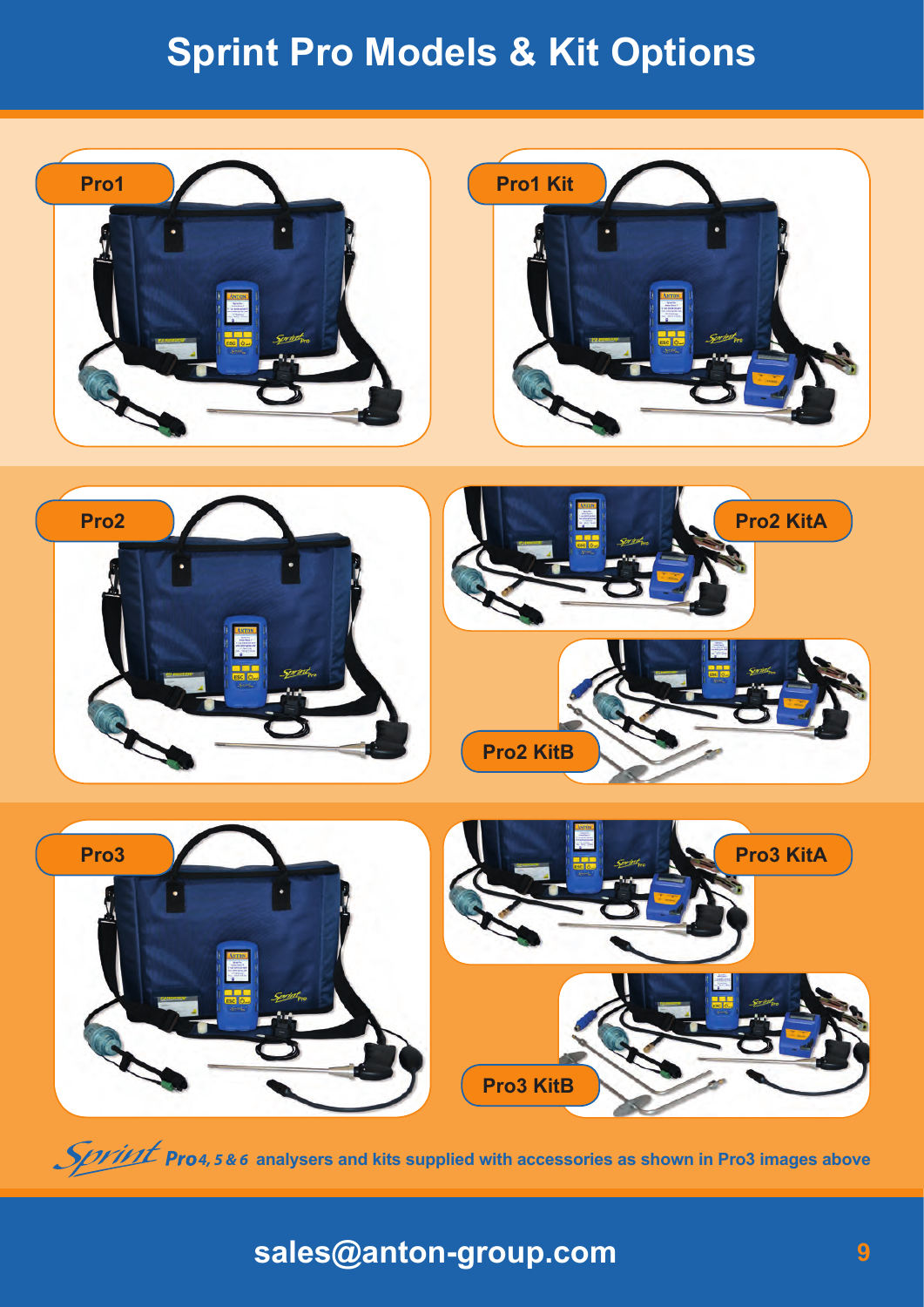# Sprint Pro Models & Kit Options

Pro1

Pro1 Kit

Pro2

Pro2 KitA

Pro2 KitB

Pro3

Pro3 KitA

Pro3 KitB

Sprint Pro4, 5 & 6 analysers and kits supplied with accessories as shown in Pro3 images above

sales@anton-group.com